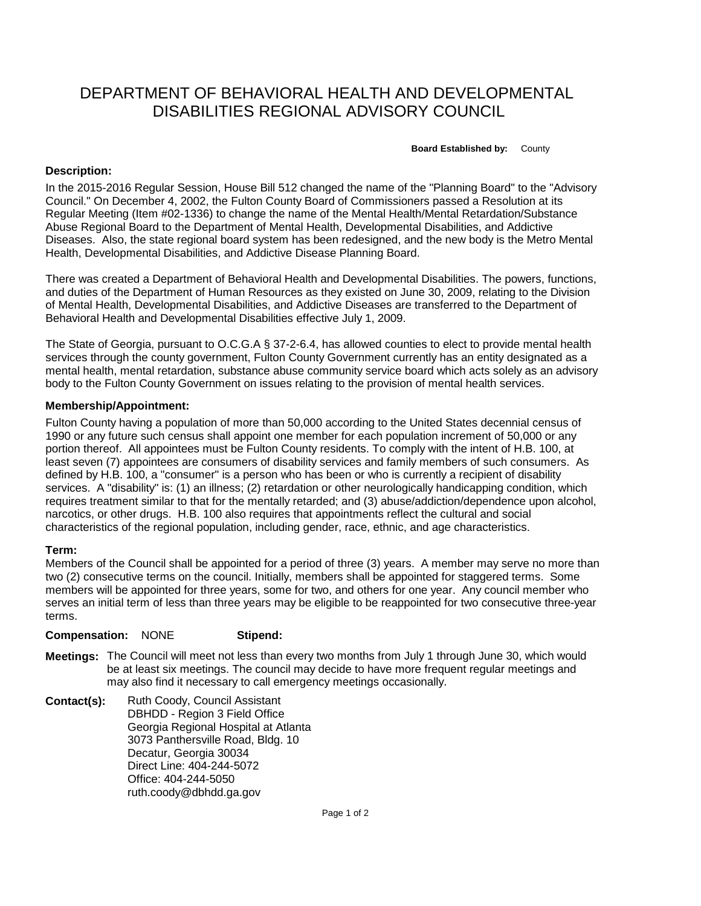# DEPARTMENT OF BEHAVIORAL HEALTH AND DEVELOPMENTAL DISABILITIES REGIONAL ADVISORY COUNCIL

**Board Established by:** County

**Description:**

In the 2015-2016 Regular Session, House Bill 512 changed the name of the "Planning Board" to the "Advisory Council." On December 4, 2002, the Fulton County Board of Commissioners passed a Resolution at its Regular Meeting (Item #02-1336) to change the name of the Mental Health/Mental Retardation/Substance Abuse Regional Board to the Department of Mental Health, Developmental Disabilities, and Addictive Diseases. Also, the state regional board system has been redesigned, and the new body is the Metro Mental Health, Developmental Disabilities, and Addictive Disease Planning Board.

There was created a Department of Behavioral Health and Developmental Disabilities. The powers, functions, and duties of the Department of Human Resources as they existed on June 30, 2009, relating to the Division of Mental Health, Developmental Disabilities, and Addictive Diseases are transferred to the Department of Behavioral Health and Developmental Disabilities effective July 1, 2009.

The State of Georgia, pursuant to O.C.G.A § 37-2-6.4, has allowed counties to elect to provide mental health services through the county government, Fulton County Government currently has an entity designated as a mental health, mental retardation, substance abuse community service board which acts solely as an advisory body to the Fulton County Government on issues relating to the provision of mental health services.

**Membership/Appointment:**

Fulton County having a population of more than 50,000 according to the United States decennial census of 1990 or any future such census shall appoint one member for each population increment of 50,000 or any portion thereof. All appointees must be Fulton County residents. To comply with the intent of H.B. 100, at least seven (7) appointees are consumers of disability services and family members of such consumers. As defined by H.B. 100, a "consumer" is a person who has been or who is currently a recipient of disability services. A "disability" is: (1) an illness; (2) retardation or other neurologically handicapping condition, which requires treatment similar to that for the mentally retarded; and (3) abuse/addiction/dependence upon alcohol, narcotics, or other drugs. H.B. 100 also requires that appointments reflect the cultural and social characteristics of the regional population, including gender, race, ethnic, and age characteristics.

**Term:**

Members of the Council shall be appointed for a period of three (3) years. A member may serve no more than two (2) consecutive terms on the council. Initially, members shall be appointed for staggered terms. Some members will be appointed for three years, some for two, and others for one year. Any council member who serves an initial term of less than three years may be eligible to be reappointed for two consecutive three-year terms.

**Compensation:** NONE **Stipend:**

**Meetings:** The Council will meet not less than every two months from July 1 through June 30, which would be at least six meetings. The council may decide to have more frequent regular meetings and may also find it necessary to call emergency meetings occasionally.

**Contact(s):**

Ruth Coody, Council Assistant
DBHDD - Region 3 Field Office
Georgia Regional Hospital at Atlanta
3073 Panthersville Road, Bldg. 10
Decatur, Georgia 30034
Direct Line: 404-244-5072
Office: 404-244-5050
ruth.coody@dbhdd.ga.gov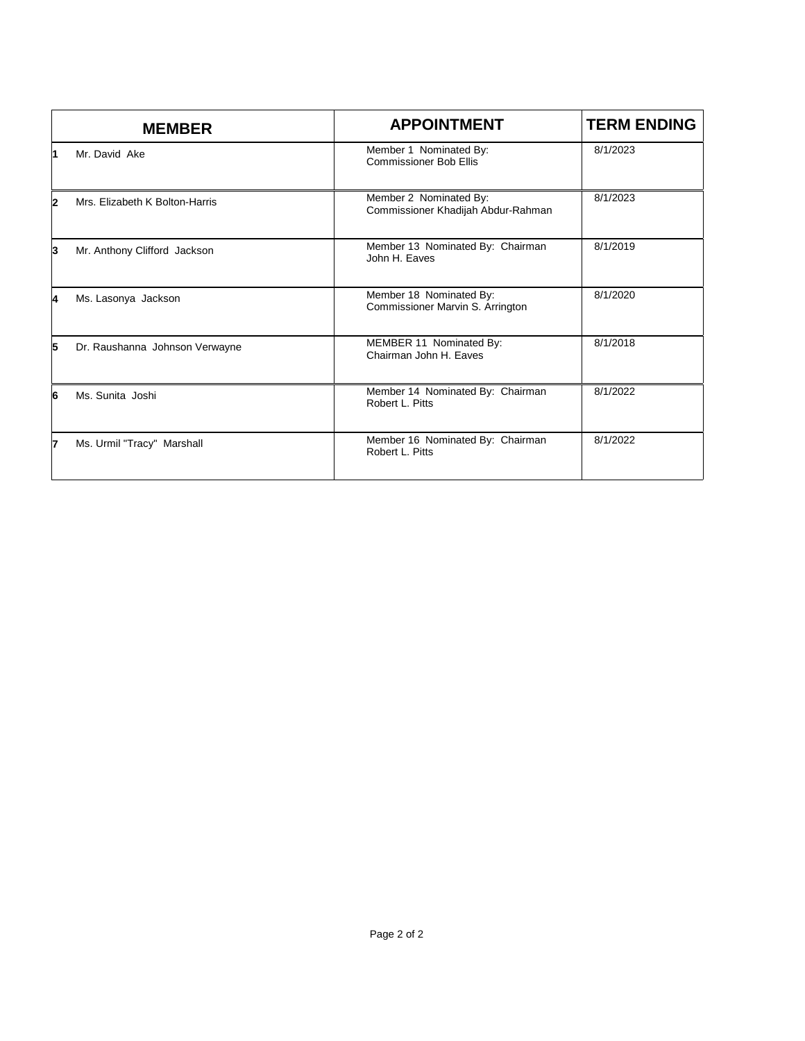| | MEMBER | APPOINTMENT | TERM ENDING |
|---|---|---|---|
| 1 | Mr. David Ake | Member 1 Nominated By: Commissioner Bob Ellis | 8/1/2023 |
| 2 | Mrs. Elizabeth K Bolton-Harris | Member 2 Nominated By: Commissioner Khadijah Abdur-Rahman | 8/1/2023 |
| 3 | Mr. Anthony Clifford Jackson | Member 13 Nominated By: Chairman John H. Eaves | 8/1/2019 |
| 4 | Ms. Lasonya Jackson | Member 18 Nominated By: Commissioner Marvin S. Arrington | 8/1/2020 |
| 5 | Dr. Raushanna Johnson Verwayne | MEMBER 11 Nominated By: Chairman John H. Eaves | 8/1/2018 |
| 6 | Ms. Sunita Joshi | Member 14 Nominated By: Chairman Robert L. Pitts | 8/1/2022 |
| 7 | Ms. Urmil "Tracy" Marshall | Member 16 Nominated By: Chairman Robert L. Pitts | 8/1/2022 |